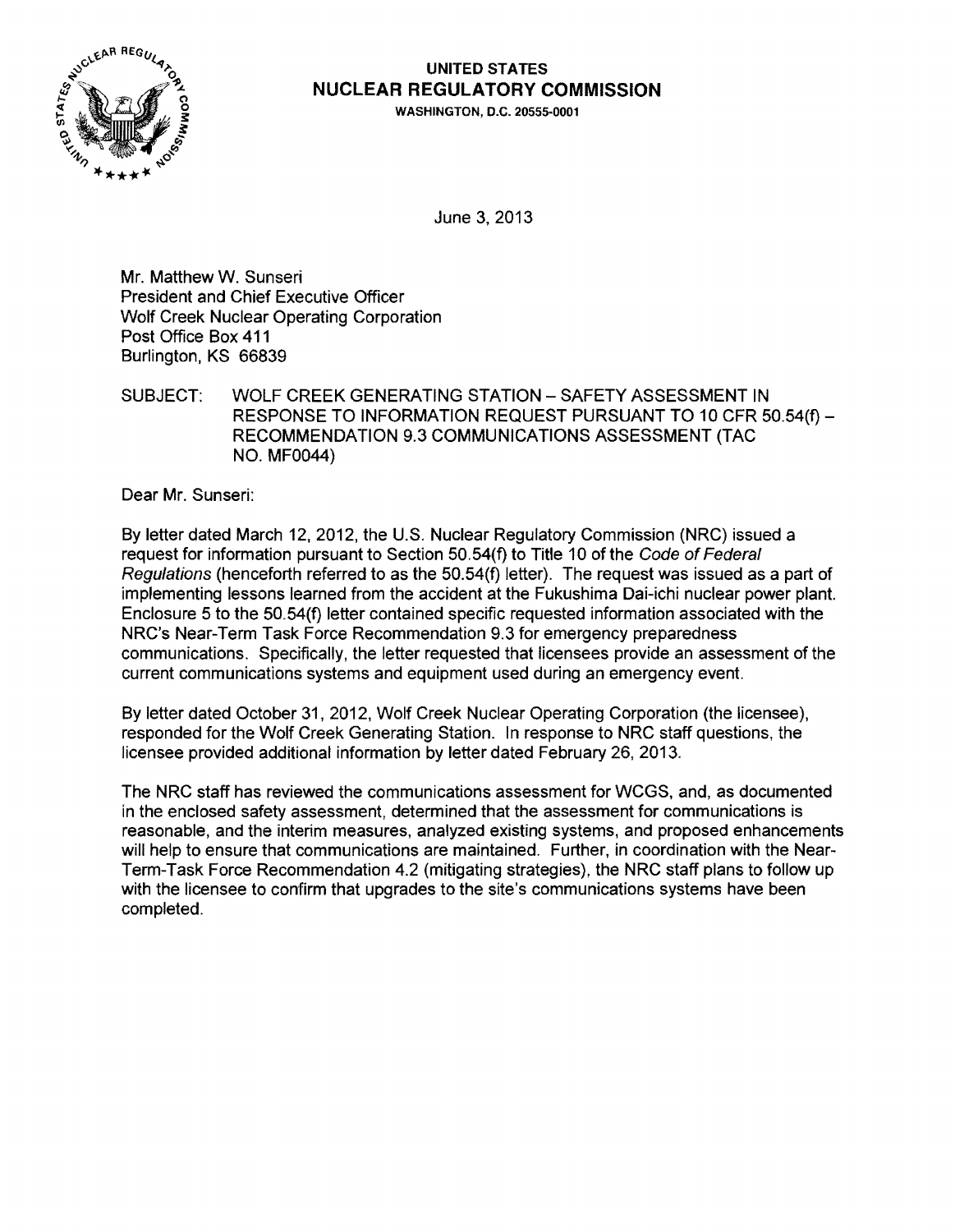**UNITED STATES**
**NUCLEAR REGULATORY COMMISSION**
WASHINGTON, D.C. 20555-0001

June 3, 2013

Mr. Matthew W. Sunseri
President and Chief Executive Officer
Wolf Creek Nuclear Operating Corporation
Post Office Box 411
Burlington, KS 66839

SUBJECT: WOLF CREEK GENERATING STATION – SAFETY ASSESSMENT IN RESPONSE TO INFORMATION REQUEST PURSUANT TO 10 CFR 50.54(f) – RECOMMENDATION 9.3 COMMUNICATIONS ASSESSMENT (TAC NO. MF0044)

Dear Mr. Sunseri:

By letter dated March 12, 2012, the U.S. Nuclear Regulatory Commission (NRC) issued a request for information pursuant to Section 50.54(f) to Title 10 of the *Code of Federal Regulations* (henceforth referred to as the 50.54(f) letter). The request was issued as a part of implementing lessons learned from the accident at the Fukushima Dai-ichi nuclear power plant. Enclosure 5 to the 50.54(f) letter contained specific requested information associated with the NRC's Near-Term Task Force Recommendation 9.3 for emergency preparedness communications. Specifically, the letter requested that licensees provide an assessment of the current communications systems and equipment used during an emergency event.

By letter dated October 31, 2012, Wolf Creek Nuclear Operating Corporation (the licensee), responded for the Wolf Creek Generating Station. In response to NRC staff questions, the licensee provided additional information by letter dated February 26, 2013.

The NRC staff has reviewed the communications assessment for WCGS, and, as documented in the enclosed safety assessment, determined that the assessment for communications is reasonable, and the interim measures, analyzed existing systems, and proposed enhancements will help to ensure that communications are maintained. Further, in coordination with the Near-Term-Task Force Recommendation 4.2 (mitigating strategies), the NRC staff plans to follow up with the licensee to confirm that upgrades to the site's communications systems have been completed.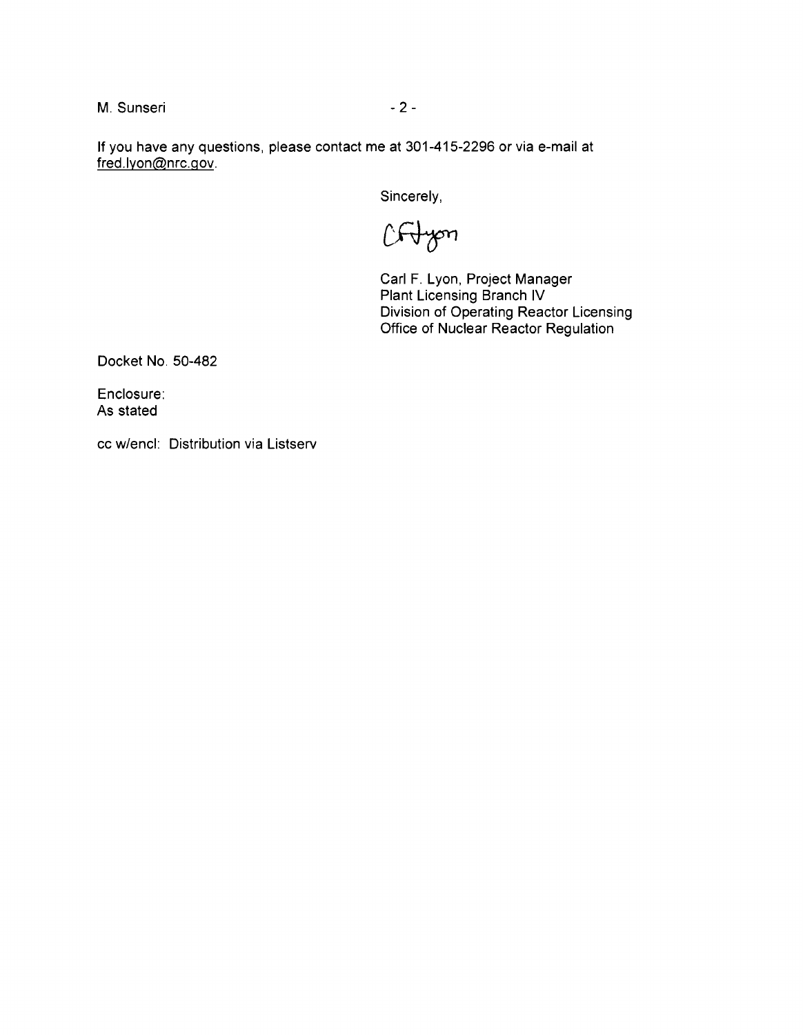If you have any questions, please contact me at 301-415-2296 or via e-mail at fred.lyon@nrc.gov.

Sincerely,

CFLyon

Carl F. Lyon, Project Manager
Plant Licensing Branch IV
Division of Operating Reactor Licensing
Office of Nuclear Reactor Regulation

Docket No. 50-482

Enclosure:
As stated

cc w/encl: Distribution via Listserv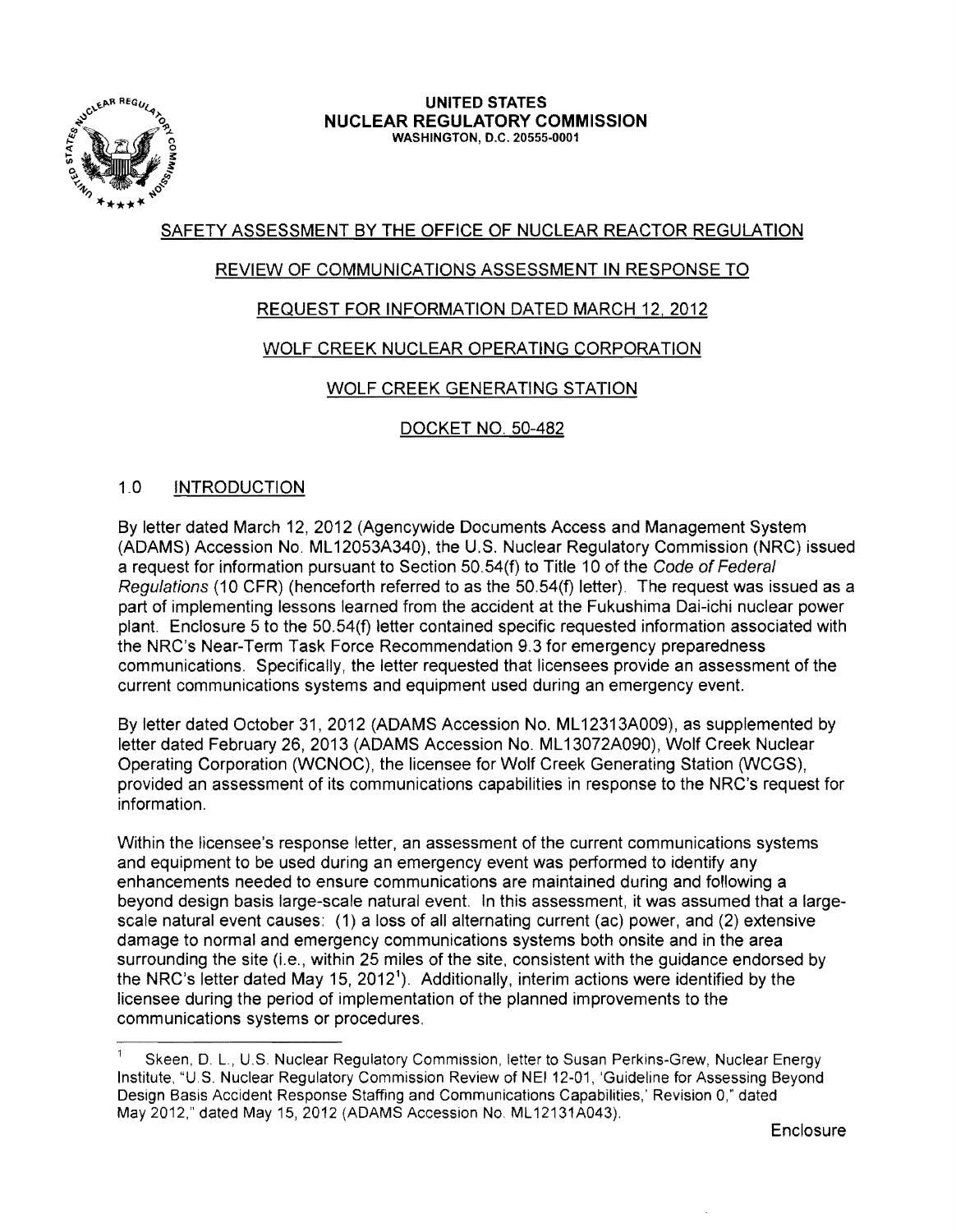**UNITED STATES**
**NUCLEAR REGULATORY COMMISSION**
WASHINGTON, D.C. 20555-0001

SAFETY ASSESSMENT BY THE OFFICE OF NUCLEAR REACTOR REGULATION

REVIEW OF COMMUNICATIONS ASSESSMENT IN RESPONSE TO

REQUEST FOR INFORMATION DATED MARCH 12, 2012

WOLF CREEK NUCLEAR OPERATING CORPORATION

WOLF CREEK GENERATING STATION

DOCKET NO. 50-482

## 1.0 INTRODUCTION

By letter dated March 12, 2012 (Agencywide Documents Access and Management System (ADAMS) Accession No. ML12053A340), the U.S. Nuclear Regulatory Commission (NRC) issued a request for information pursuant to Section 50.54(f) to Title 10 of the *Code of Federal Regulations* (10 CFR) (henceforth referred to as the 50.54(f) letter). The request was issued as a part of implementing lessons learned from the accident at the Fukushima Dai-ichi nuclear power plant. Enclosure 5 to the 50.54(f) letter contained specific requested information associated with the NRC's Near-Term Task Force Recommendation 9.3 for emergency preparedness communications. Specifically, the letter requested that licensees provide an assessment of the current communications systems and equipment used during an emergency event.

By letter dated October 31, 2012 (ADAMS Accession No. ML12313A009), as supplemented by letter dated February 26, 2013 (ADAMS Accession No. ML13072A090), Wolf Creek Nuclear Operating Corporation (WCNOC), the licensee for Wolf Creek Generating Station (WCGS), provided an assessment of its communications capabilities in response to the NRC's request for information.

Within the licensee's response letter, an assessment of the current communications systems and equipment to be used during an emergency event was performed to identify any enhancements needed to ensure communications are maintained during and following a beyond design basis large-scale natural event. In this assessment, it was assumed that a large-scale natural event causes: (1) a loss of all alternating current (ac) power, and (2) extensive damage to normal and emergency communications systems both onsite and in the area surrounding the site (i.e., within 25 miles of the site, consistent with the guidance endorsed by the NRC's letter dated May 15, 2012[1]). Additionally, interim actions were identified by the licensee during the period of implementation of the planned improvements to the communications systems or procedures.

[1] Skeen, D. L., U.S. Nuclear Regulatory Commission, letter to Susan Perkins-Grew, Nuclear Energy Institute, "U.S. Nuclear Regulatory Commission Review of NEI 12-01, 'Guideline for Assessing Beyond Design Basis Accident Response Staffing and Communications Capabilities,' Revision 0," dated May 2012," dated May 15, 2012 (ADAMS Accession No. ML12131A043).

Enclosure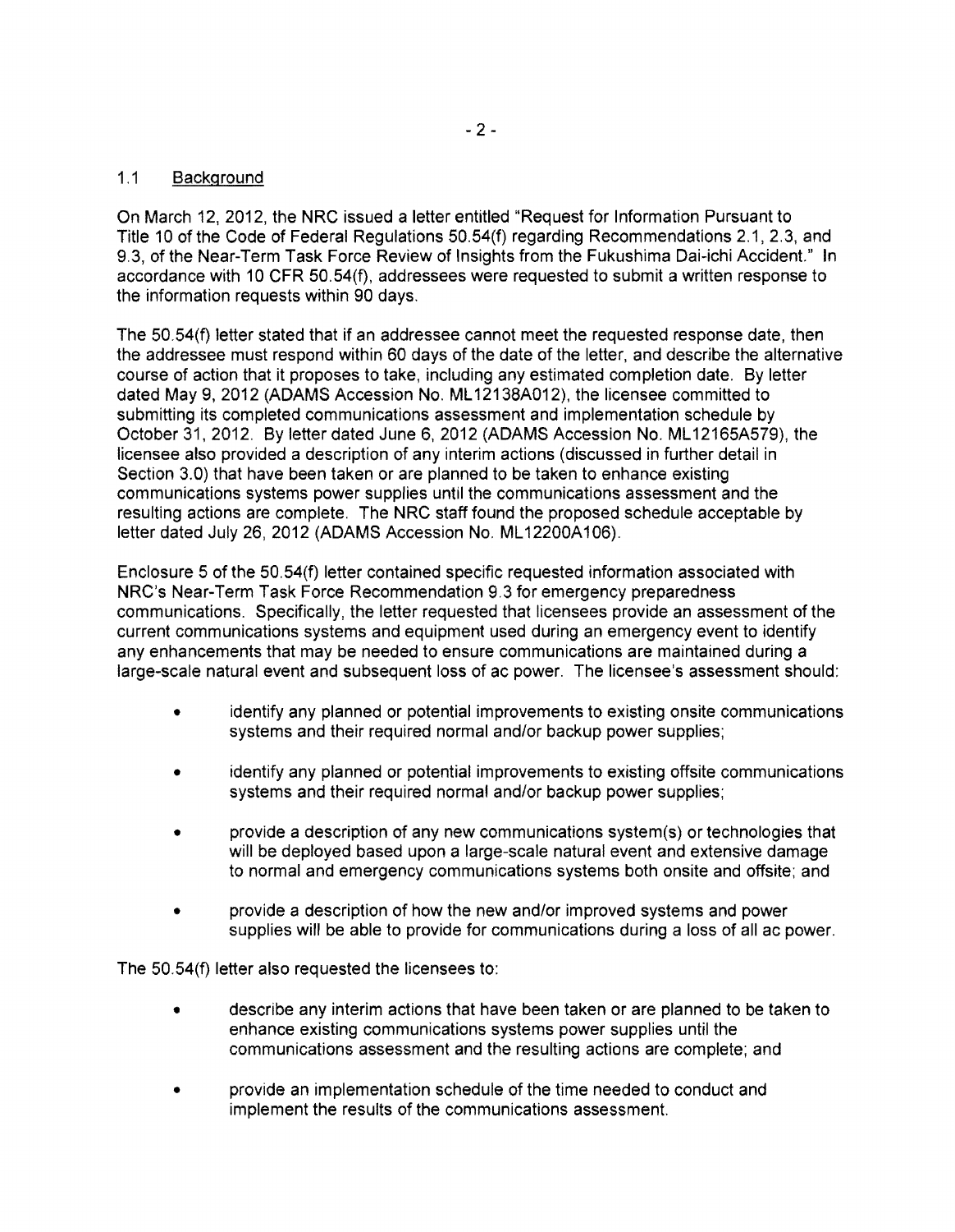### 1.1 Background

On March 12, 2012, the NRC issued a letter entitled "Request for Information Pursuant to Title 10 of the Code of Federal Regulations 50.54(f) regarding Recommendations 2.1, 2.3, and 9.3, of the Near-Term Task Force Review of Insights from the Fukushima Dai-ichi Accident." In accordance with 10 CFR 50.54(f), addressees were requested to submit a written response to the information requests within 90 days.

The 50.54(f) letter stated that if an addressee cannot meet the requested response date, then the addressee must respond within 60 days of the date of the letter, and describe the alternative course of action that it proposes to take, including any estimated completion date. By letter dated May 9, 2012 (ADAMS Accession No. ML12138A012), the licensee committed to submitting its completed communications assessment and implementation schedule by October 31, 2012. By letter dated June 6, 2012 (ADAMS Accession No. ML12165A579), the licensee also provided a description of any interim actions (discussed in further detail in Section 3.0) that have been taken or are planned to be taken to enhance existing communications systems power supplies until the communications assessment and the resulting actions are complete. The NRC staff found the proposed schedule acceptable by letter dated July 26, 2012 (ADAMS Accession No. ML12200A106).

Enclosure 5 of the 50.54(f) letter contained specific requested information associated with NRC's Near-Term Task Force Recommendation 9.3 for emergency preparedness communications. Specifically, the letter requested that licensees provide an assessment of the current communications systems and equipment used during an emergency event to identify any enhancements that may be needed to ensure communications are maintained during a large-scale natural event and subsequent loss of ac power. The licensee's assessment should:

- identify any planned or potential improvements to existing onsite communications systems and their required normal and/or backup power supplies;
- identify any planned or potential improvements to existing offsite communications systems and their required normal and/or backup power supplies;
- provide a description of any new communications system(s) or technologies that will be deployed based upon a large-scale natural event and extensive damage to normal and emergency communications systems both onsite and offsite; and
- provide a description of how the new and/or improved systems and power supplies will be able to provide for communications during a loss of all ac power.

The 50.54(f) letter also requested the licensees to:

- describe any interim actions that have been taken or are planned to be taken to enhance existing communications systems power supplies until the communications assessment and the resulting actions are complete; and
- provide an implementation schedule of the time needed to conduct and implement the results of the communications assessment.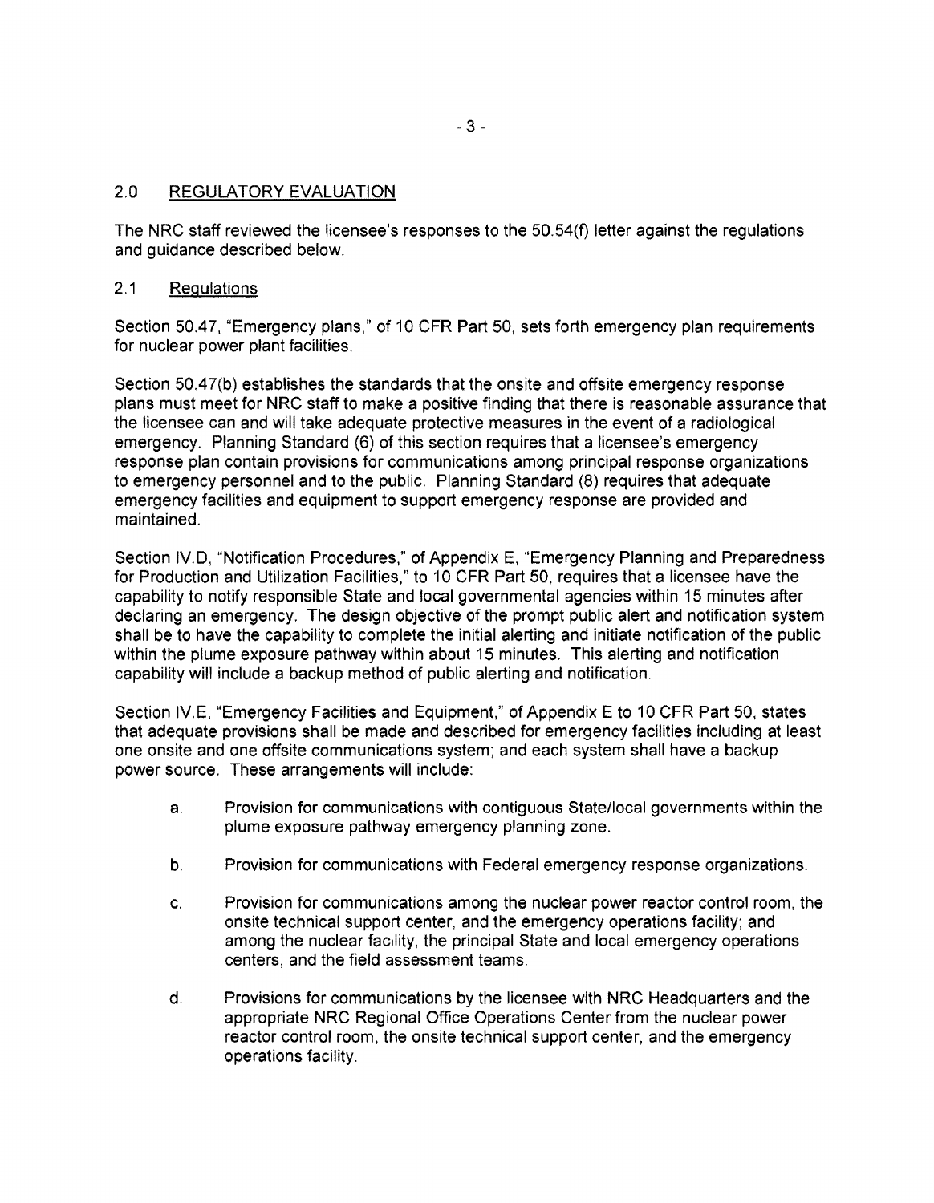## 2.0 REGULATORY EVALUATION

The NRC staff reviewed the licensee's responses to the 50.54(f) letter against the regulations and guidance described below.

### 2.1 Regulations

Section 50.47, "Emergency plans," of 10 CFR Part 50, sets forth emergency plan requirements for nuclear power plant facilities.

Section 50.47(b) establishes the standards that the onsite and offsite emergency response plans must meet for NRC staff to make a positive finding that there is reasonable assurance that the licensee can and will take adequate protective measures in the event of a radiological emergency. Planning Standard (6) of this section requires that a licensee's emergency response plan contain provisions for communications among principal response organizations to emergency personnel and to the public. Planning Standard (8) requires that adequate emergency facilities and equipment to support emergency response are provided and maintained.

Section IV.D, "Notification Procedures," of Appendix E, "Emergency Planning and Preparedness for Production and Utilization Facilities," to 10 CFR Part 50, requires that a licensee have the capability to notify responsible State and local governmental agencies within 15 minutes after declaring an emergency. The design objective of the prompt public alert and notification system shall be to have the capability to complete the initial alerting and initiate notification of the public within the plume exposure pathway within about 15 minutes. This alerting and notification capability will include a backup method of public alerting and notification.

Section IV.E, "Emergency Facilities and Equipment," of Appendix E to 10 CFR Part 50, states that adequate provisions shall be made and described for emergency facilities including at least one onsite and one offsite communications system; and each system shall have a backup power source. These arrangements will include:

a. Provision for communications with contiguous State/local governments within the plume exposure pathway emergency planning zone.

b. Provision for communications with Federal emergency response organizations.

c. Provision for communications among the nuclear power reactor control room, the onsite technical support center, and the emergency operations facility; and among the nuclear facility, the principal State and local emergency operations centers, and the field assessment teams.

d. Provisions for communications by the licensee with NRC Headquarters and the appropriate NRC Regional Office Operations Center from the nuclear power reactor control room, the onsite technical support center, and the emergency operations facility.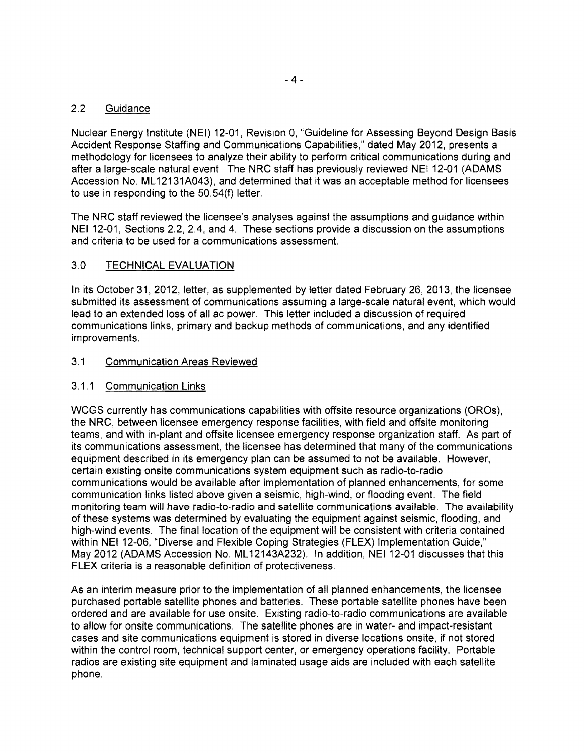## 2.2 Guidance

Nuclear Energy Institute (NEI) 12-01, Revision 0, "Guideline for Assessing Beyond Design Basis Accident Response Staffing and Communications Capabilities," dated May 2012, presents a methodology for licensees to analyze their ability to perform critical communications during and after a large-scale natural event. The NRC staff has previously reviewed NEI 12-01 (ADAMS Accession No. ML12131A043), and determined that it was an acceptable method for licensees to use in responding to the 50.54(f) letter.

The NRC staff reviewed the licensee's analyses against the assumptions and guidance within NEI 12-01, Sections 2.2, 2.4, and 4. These sections provide a discussion on the assumptions and criteria to be used for a communications assessment.

## 3.0 TECHNICAL EVALUATION

In its October 31, 2012, letter, as supplemented by letter dated February 26, 2013, the licensee submitted its assessment of communications assuming a large-scale natural event, which would lead to an extended loss of all ac power. This letter included a discussion of required communications links, primary and backup methods of communications, and any identified improvements.

## 3.1 Communication Areas Reviewed

### 3.1.1 Communication Links

WCGS currently has communications capabilities with offsite resource organizations (OROs), the NRC, between licensee emergency response facilities, with field and offsite monitoring teams, and with in-plant and offsite licensee emergency response organization staff. As part of its communications assessment, the licensee has determined that many of the communications equipment described in its emergency plan can be assumed to not be available. However, certain existing onsite communications system equipment such as radio-to-radio communications would be available after implementation of planned enhancements, for some communication links listed above given a seismic, high-wind, or flooding event. The field monitoring team will have radio-to-radio and satellite communications available. The availability of these systems was determined by evaluating the equipment against seismic, flooding, and high-wind events. The final location of the equipment will be consistent with criteria contained within NEI 12-06, "Diverse and Flexible Coping Strategies (FLEX) Implementation Guide," May 2012 (ADAMS Accession No. ML12143A232). In addition, NEI 12-01 discusses that this FLEX criteria is a reasonable definition of protectiveness.

As an interim measure prior to the implementation of all planned enhancements, the licensee purchased portable satellite phones and batteries. These portable satellite phones have been ordered and are available for use onsite. Existing radio-to-radio communications are available to allow for onsite communications. The satellite phones are in water- and impact-resistant cases and site communications equipment is stored in diverse locations onsite, if not stored within the control room, technical support center, or emergency operations facility. Portable radios are existing site equipment and laminated usage aids are included with each satellite phone.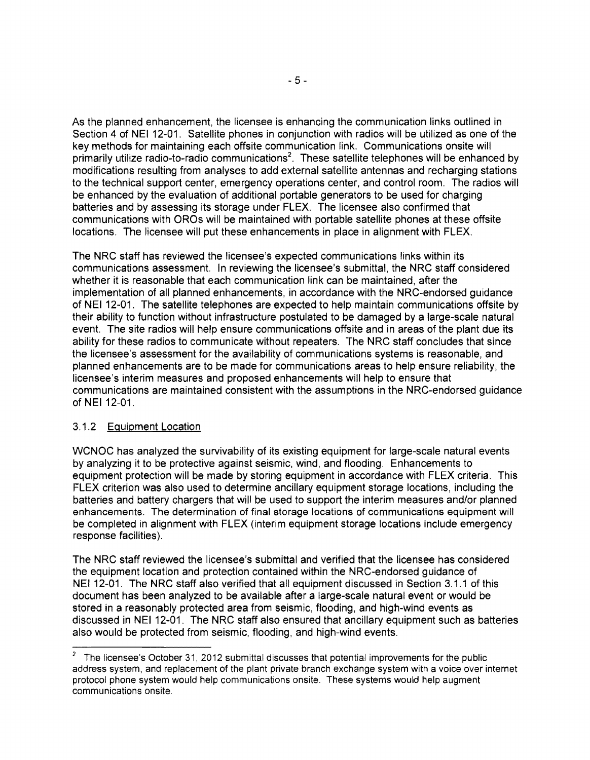As the planned enhancement, the licensee is enhancing the communication links outlined in Section 4 of NEI 12-01. Satellite phones in conjunction with radios will be utilized as one of the key methods for maintaining each offsite communication link. Communications onsite will primarily utilize radio-to-radio communications[2]. These satellite telephones will be enhanced by modifications resulting from analyses to add external satellite antennas and recharging stations to the technical support center, emergency operations center, and control room. The radios will be enhanced by the evaluation of additional portable generators to be used for charging batteries and by assessing its storage under FLEX. The licensee also confirmed that communications with OROs will be maintained with portable satellite phones at these offsite locations. The licensee will put these enhancements in place in alignment with FLEX.

The NRC staff has reviewed the licensee's expected communications links within its communications assessment. In reviewing the licensee's submittal, the NRC staff considered whether it is reasonable that each communication link can be maintained, after the implementation of all planned enhancements, in accordance with the NRC-endorsed guidance of NEI 12-01. The satellite telephones are expected to help maintain communications offsite by their ability to function without infrastructure postulated to be damaged by a large-scale natural event. The site radios will help ensure communications offsite and in areas of the plant due its ability for these radios to communicate without repeaters. The NRC staff concludes that since the licensee's assessment for the availability of communications systems is reasonable, and planned enhancements are to be made for communications areas to help ensure reliability, the licensee's interim measures and proposed enhancements will help to ensure that communications are maintained consistent with the assumptions in the NRC-endorsed guidance of NEI 12-01.

### 3.1.2 Equipment Location

WCNOC has analyzed the survivability of its existing equipment for large-scale natural events by analyzing it to be protective against seismic, wind, and flooding. Enhancements to equipment protection will be made by storing equipment in accordance with FLEX criteria. This FLEX criterion was also used to determine ancillary equipment storage locations, including the batteries and battery chargers that will be used to support the interim measures and/or planned enhancements. The determination of final storage locations of communications equipment will be completed in alignment with FLEX (interim equipment storage locations include emergency response facilities).

The NRC staff reviewed the licensee's submittal and verified that the licensee has considered the equipment location and protection contained within the NRC-endorsed guidance of NEI 12-01. The NRC staff also verified that all equipment discussed in Section 3.1.1 of this document has been analyzed to be available after a large-scale natural event or would be stored in a reasonably protected area from seismic, flooding, and high-wind events as discussed in NEI 12-01. The NRC staff also ensured that ancillary equipment such as batteries also would be protected from seismic, flooding, and high-wind events.

---

[2] The licensee's October 31, 2012 submittal discusses that potential improvements for the public address system, and replacement of the plant private branch exchange system with a voice over internet protocol phone system would help communications onsite. These systems would help augment communications onsite.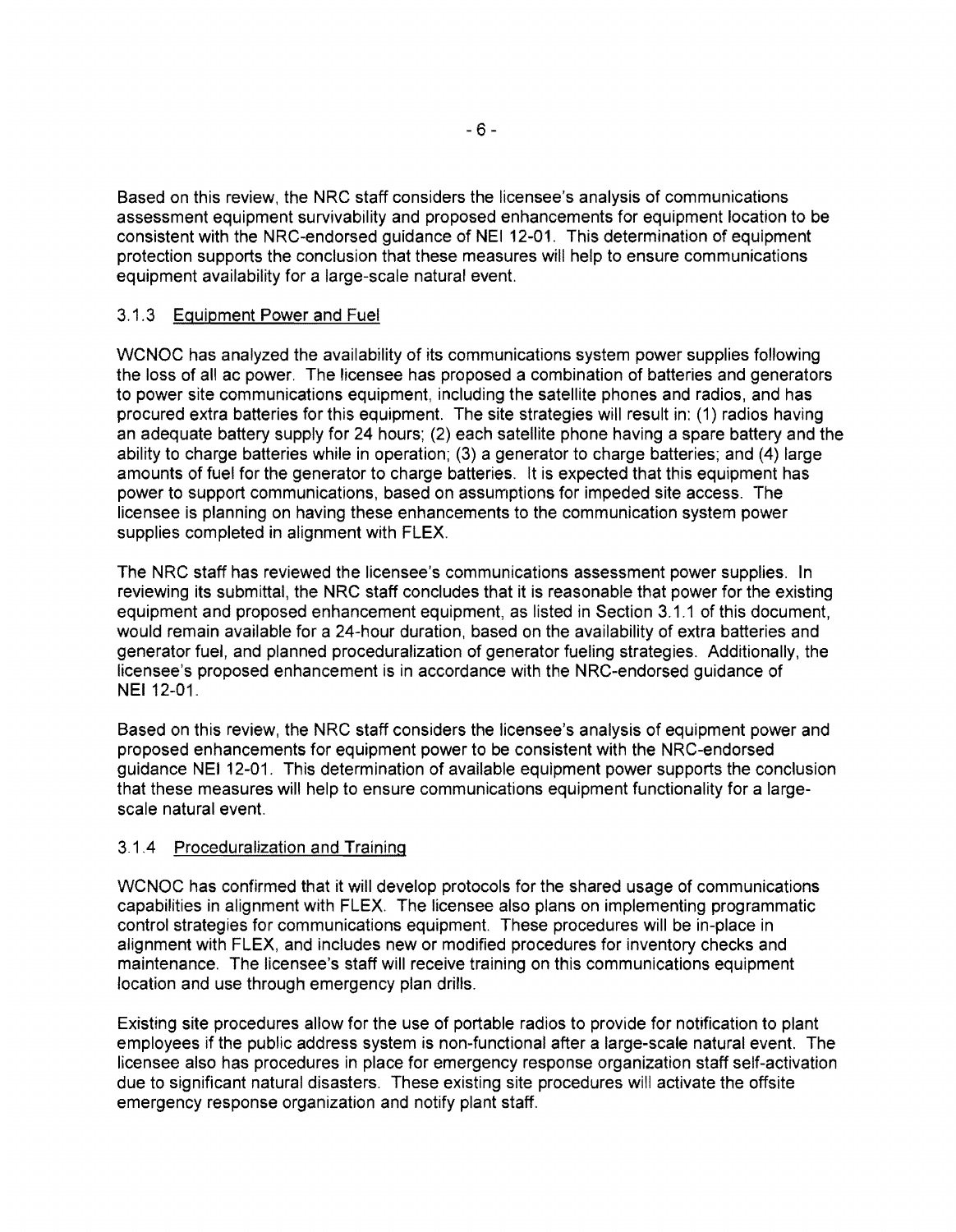Based on this review, the NRC staff considers the licensee's analysis of communications assessment equipment survivability and proposed enhancements for equipment location to be consistent with the NRC-endorsed guidance of NEI 12-01. This determination of equipment protection supports the conclusion that these measures will help to ensure communications equipment availability for a large-scale natural event.

### 3.1.3 Equipment Power and Fuel

WCNOC has analyzed the availability of its communications system power supplies following the loss of all ac power. The licensee has proposed a combination of batteries and generators to power site communications equipment, including the satellite phones and radios, and has procured extra batteries for this equipment. The site strategies will result in: (1) radios having an adequate battery supply for 24 hours; (2) each satellite phone having a spare battery and the ability to charge batteries while in operation; (3) a generator to charge batteries; and (4) large amounts of fuel for the generator to charge batteries. It is expected that this equipment has power to support communications, based on assumptions for impeded site access. The licensee is planning on having these enhancements to the communication system power supplies completed in alignment with FLEX.

The NRC staff has reviewed the licensee's communications assessment power supplies. In reviewing its submittal, the NRC staff concludes that it is reasonable that power for the existing equipment and proposed enhancement equipment, as listed in Section 3.1.1 of this document, would remain available for a 24-hour duration, based on the availability of extra batteries and generator fuel, and planned proceduralization of generator fueling strategies. Additionally, the licensee's proposed enhancement is in accordance with the NRC-endorsed guidance of NEI 12-01.

Based on this review, the NRC staff considers the licensee's analysis of equipment power and proposed enhancements for equipment power to be consistent with the NRC-endorsed guidance NEI 12-01. This determination of available equipment power supports the conclusion that these measures will help to ensure communications equipment functionality for a large-scale natural event.

### 3.1.4 Proceduralization and Training

WCNOC has confirmed that it will develop protocols for the shared usage of communications capabilities in alignment with FLEX. The licensee also plans on implementing programmatic control strategies for communications equipment. These procedures will be in-place in alignment with FLEX, and includes new or modified procedures for inventory checks and maintenance. The licensee's staff will receive training on this communications equipment location and use through emergency plan drills.

Existing site procedures allow for the use of portable radios to provide for notification to plant employees if the public address system is non-functional after a large-scale natural event. The licensee also has procedures in place for emergency response organization staff self-activation due to significant natural disasters. These existing site procedures will activate the offsite emergency response organization and notify plant staff.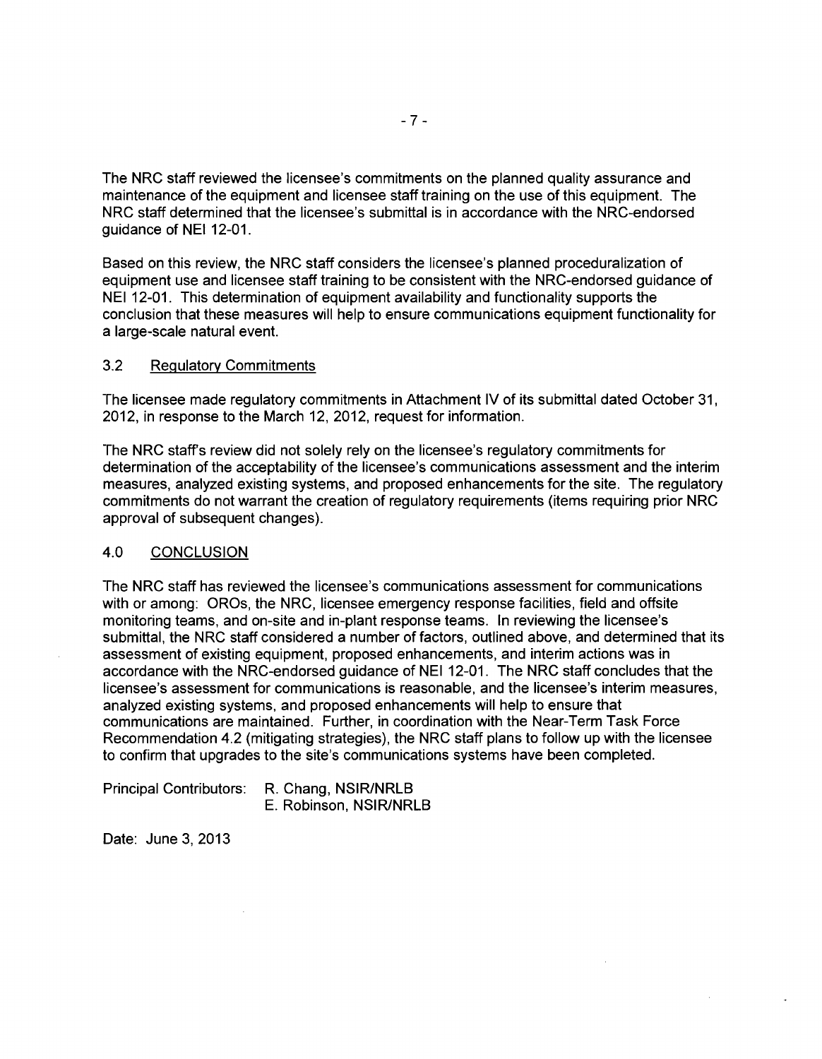The NRC staff reviewed the licensee's commitments on the planned quality assurance and maintenance of the equipment and licensee staff training on the use of this equipment. The NRC staff determined that the licensee's submittal is in accordance with the NRC-endorsed guidance of NEI 12-01.

Based on this review, the NRC staff considers the licensee's planned proceduralization of equipment use and licensee staff training to be consistent with the NRC-endorsed guidance of NEI 12-01. This determination of equipment availability and functionality supports the conclusion that these measures will help to ensure communications equipment functionality for a large-scale natural event.

### 3.2 Regulatory Commitments

The licensee made regulatory commitments in Attachment IV of its submittal dated October 31, 2012, in response to the March 12, 2012, request for information.

The NRC staff's review did not solely rely on the licensee's regulatory commitments for determination of the acceptability of the licensee's communications assessment and the interim measures, analyzed existing systems, and proposed enhancements for the site. The regulatory commitments do not warrant the creation of regulatory requirements (items requiring prior NRC approval of subsequent changes).

## 4.0 CONCLUSION

The NRC staff has reviewed the licensee's communications assessment for communications with or among: OROs, the NRC, licensee emergency response facilities, field and offsite monitoring teams, and on-site and in-plant response teams. In reviewing the licensee's submittal, the NRC staff considered a number of factors, outlined above, and determined that its assessment of existing equipment, proposed enhancements, and interim actions was in accordance with the NRC-endorsed guidance of NEI 12-01. The NRC staff concludes that the licensee's assessment for communications is reasonable, and the licensee's interim measures, analyzed existing systems, and proposed enhancements will help to ensure that communications are maintained. Further, in coordination with the Near-Term Task Force Recommendation 4.2 (mitigating strategies), the NRC staff plans to follow up with the licensee to confirm that upgrades to the site's communications systems have been completed.

Principal Contributors: R. Chang, NSIR/NRLB
E. Robinson, NSIR/NRLB

Date: June 3, 2013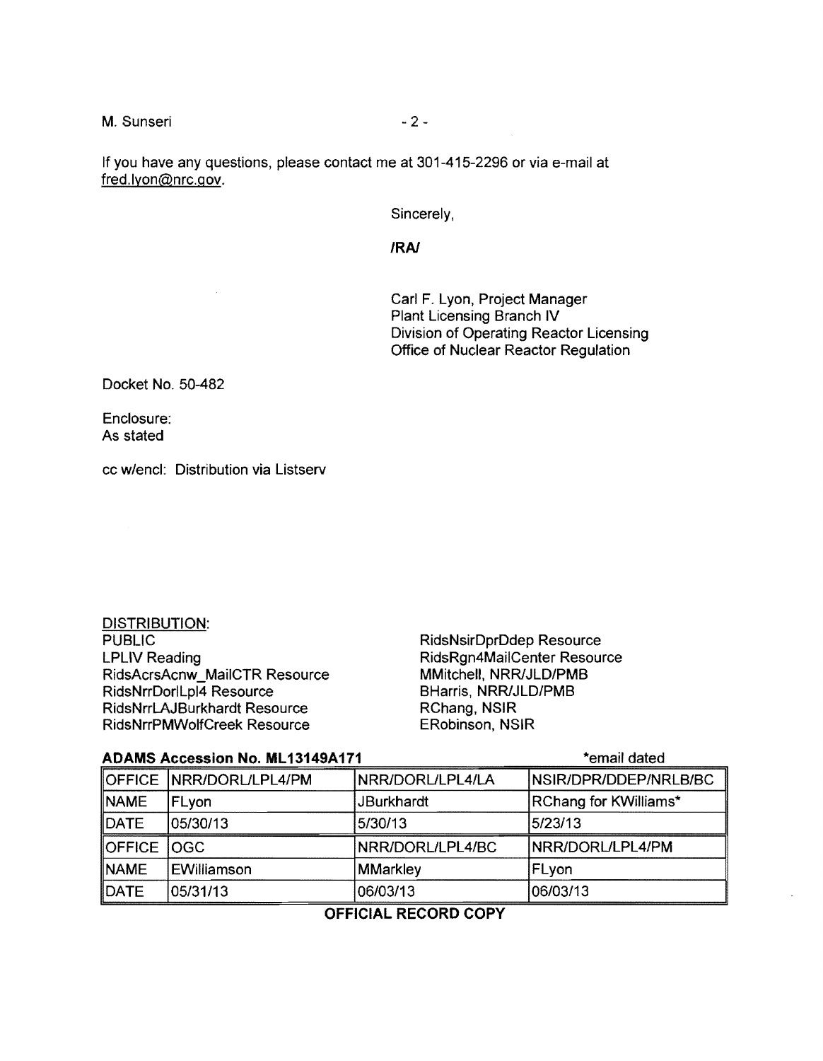M. Sunseri

If you have any questions, please contact me at 301-415-2296 or via e-mail at fred.lyon@nrc.gov.

Sincerely,

**/RA/**

Carl F. Lyon, Project Manager
Plant Licensing Branch IV
Division of Operating Reactor Licensing
Office of Nuclear Reactor Regulation

Docket No. 50-482

Enclosure:
As stated

cc w/encl: Distribution via Listserv

DISTRIBUTION:
PUBLIC
LPLIV Reading
RidsAcrsAcnw_MailCTR Resource
RidsNrrDorlLpl4 Resource
RidsNrrLAJBurkhardt Resource
RidsNrrPMWolfCreek Resource
RidsNsirDprDdep Resource
RidsRgn4MailCenter Resource
MMitchell, NRR/JLD/PMB
BHarris, NRR/JLD/PMB
RChang, NSIR
ERobinson, NSIR

**ADAMS Accession No. ML13149A171** *email dated

| OFFICE | NRR/DORL/LPL4/PM | NRR/DORL/LPL4/LA | NSIR/DPR/DDEP/NRLB/BC |
|---|---|---|---|
| NAME | FLyon | JBurkhardt | RChang for KWilliams* |
| DATE | 05/30/13 | 5/30/13 | 5/23/13 |
| OFFICE | OGC | NRR/DORL/LPL4/BC | NRR/DORL/LPL4/PM |
| NAME | EWilliamson | MMarkley | FLyon |
| DATE | 05/31/13 | 06/03/13 | 06/03/13 |

**OFFICIAL RECORD COPY**